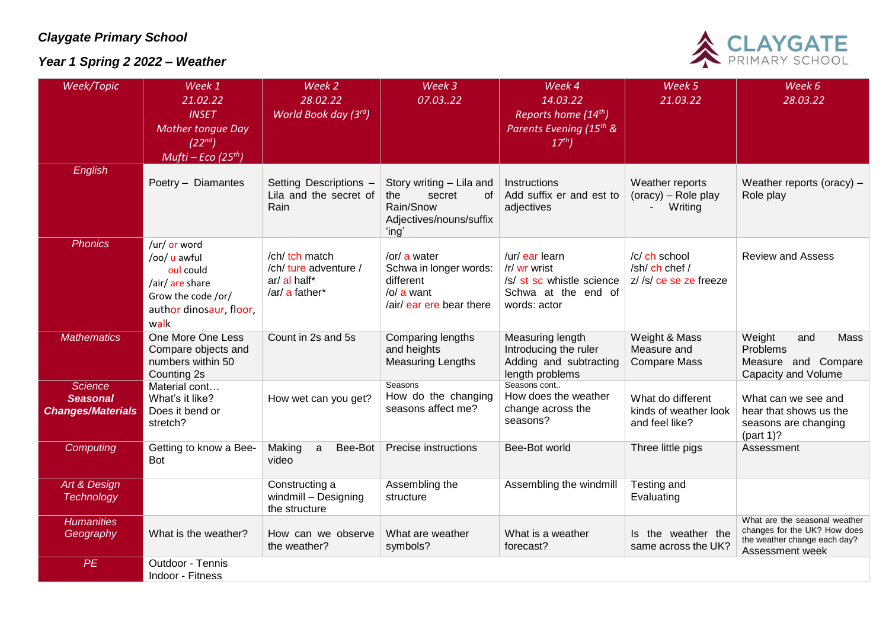*Claygate Primary School*

*Year 1 Spring 2 2022 – Weather*

| *Week/Topic* | *Week 1* *21.02.22* *INSET* *Mother tongue Day (22nd)* *Mufti – Eco (25th)* | *Week 2* *28.02.22* *World Book day (3rd)* | *Week 3* *07.03..22* | *Week 4* *14.03.22* *Reports home (14th)* *Parents Evening (15th & 17th)* | *Week 5* *21.03.22* | *Week 6* *28.03.22* |
|---|---|---|---|---|---|---|
| *English* | Poetry – Diamantes | Setting Descriptions – Lila and the secret of Rain | Story writing – Lila and the secret of Rain/Snow Adjectives/nouns/suffix 'ing' | Instructions Add suffix er and est to adjectives | Weather reports (oracy) – Role play - Writing | Weather reports (oracy) – Role play |
| *Phonics* | /ur/ or word /oo/ u awful oul could /air/ are share Grow the code /or/ author dinosaur, floor, walk | /ch/ tch match /ch/ ture adventure / ar/ al half* /ar/ a father* | /or/ a water Schwa in longer words: different /o/ a want /air/ ear ere bear there | /ur/ ear learn /r/ wr wrist /s/ st sc whistle science Schwa at the end of words: actor | /c/ ch school /sh/ ch chef / z/ /s/ ce se ze freeze | Review and Assess |
| *Mathematics* | One More One Less Compare objects and numbers within 50 Counting 2s | Count in 2s and 5s | Comparing lengths and heights Measuring Lengths | Measuring length Introducing the ruler Adding and subtracting length problems | Weight & Mass Measure and Compare Mass | Weight and Mass Problems Measure and Compare Capacity and Volume |
| *Science* ***Seasonal Changes/Materials*** | Material cont… What's it like? Does it bend or stretch? | How wet can you get? | Seasons How do the changing seasons affect me? | Seasons cont.. How does the weather change across the seasons? | What do different kinds of weather look and feel like? | What can we see and hear that shows us the seasons are changing (part 1)? |
| *Computing* | Getting to know a Bee-Bot | Making a Bee-Bot video | Precise instructions | Bee-Bot world | Three little pigs | Assessment |
| *Art & Design Technology* | | Constructing a windmill – Designing the structure | Assembling the structure | Assembling the windmill | Testing and Evaluating | |
| *Humanities Geography* | What is the weather? | How can we observe the weather? | What are weather symbols? | What is a weather forecast? | Is the weather the same across the UK? | What are the seasonal weather changes for the UK? How does the weather change each day? Assessment week |
| *PE* | Outdoor - Tennis Indoor - Fitness | | | | | |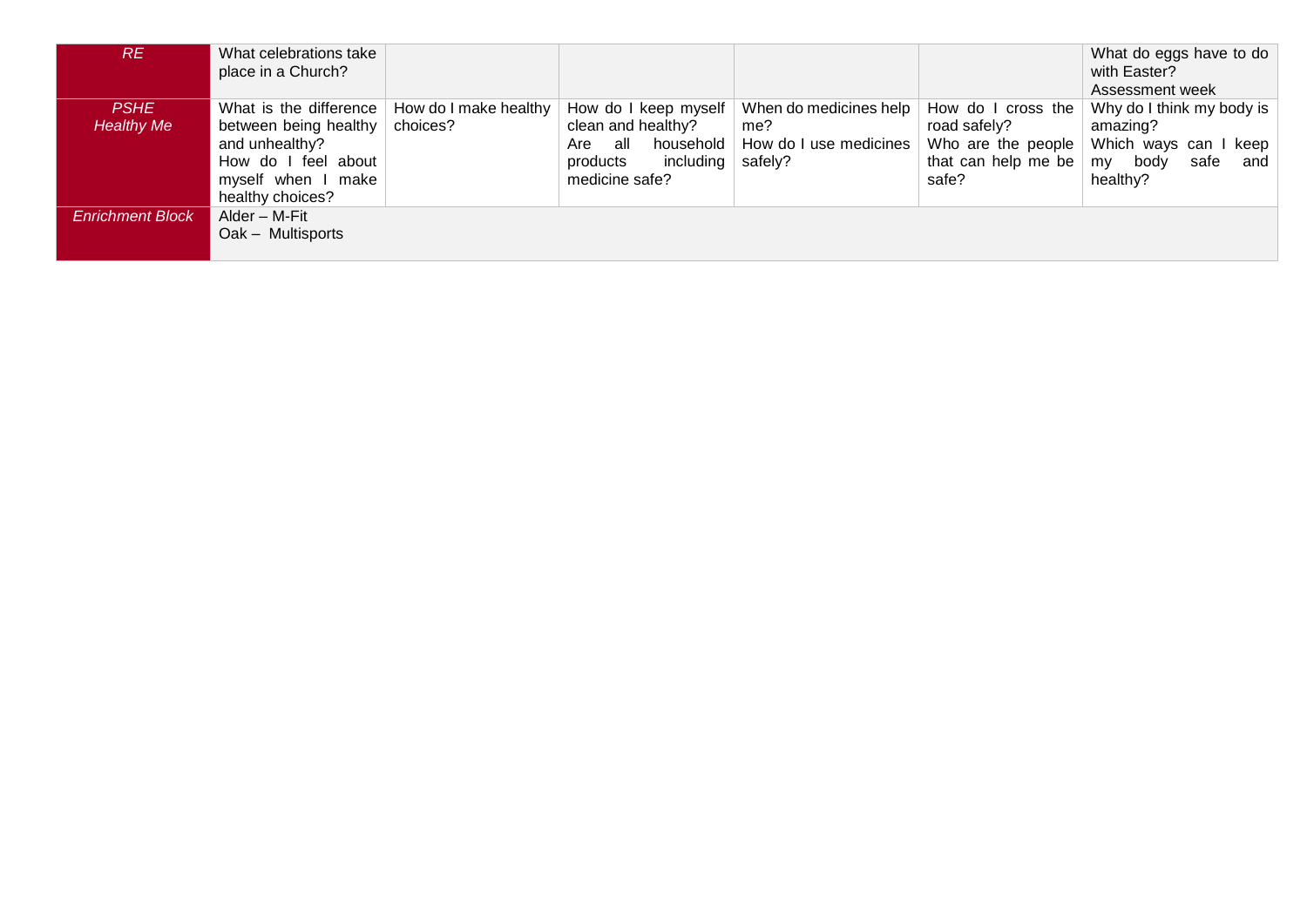| | | | | | | |
|---|---|---|---|---|---|---|
| *RE* | What celebrations take place in a Church? | | | | | What do eggs have to do with Easter?<br>Assessment week |
| *PSHE*<br>*Healthy Me* | What is the difference between being healthy and unhealthy?<br>How do I feel about myself when I make healthy choices? | How do I make healthy choices? | How do I keep myself clean and healthy?<br>Are all household products including medicine safe? | When do medicines help me?<br>How do I use medicines safely? | How do I cross the road safely?<br>Who are the people that can help me be safe? | Why do I think my body is amazing?<br>Which ways can I keep my body safe and healthy? |
| *Enrichment Block* | Alder – M-Fit<br>Oak – Multisports | | | | | |